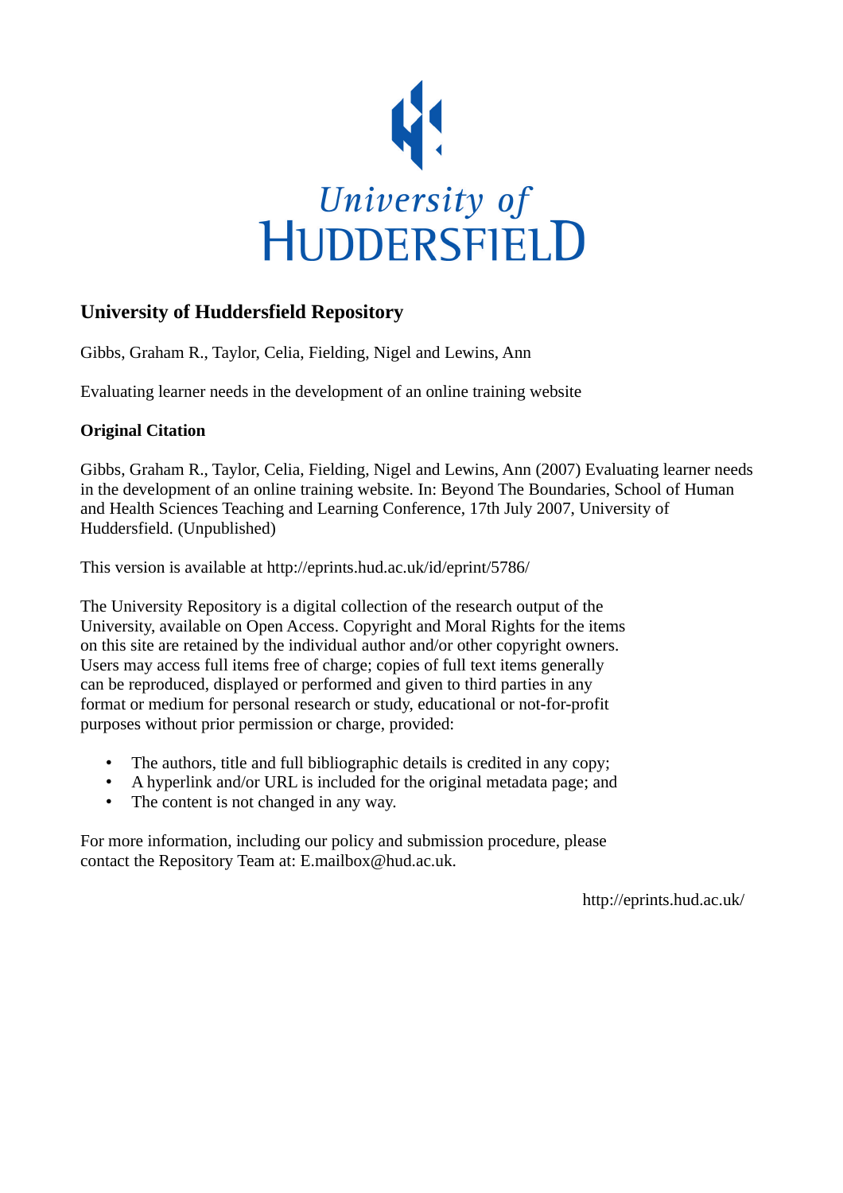University of
HUDDERSFIELD

## University of Huddersfield Repository

Gibbs, Graham R., Taylor, Celia, Fielding, Nigel and Lewins, Ann

Evaluating learner needs in the development of an online training website

### Original Citation

Gibbs, Graham R., Taylor, Celia, Fielding, Nigel and Lewins, Ann (2007) Evaluating learner needs in the development of an online training website. In: Beyond The Boundaries, School of Human and Health Sciences Teaching and Learning Conference, 17th July 2007, University of Huddersfield. (Unpublished)

This version is available at http://eprints.hud.ac.uk/id/eprint/5786/

The University Repository is a digital collection of the research output of the University, available on Open Access. Copyright and Moral Rights for the items on this site are retained by the individual author and/or other copyright owners. Users may access full items free of charge; copies of full text items generally can be reproduced, displayed or performed and given to third parties in any format or medium for personal research or study, educational or not-for-profit purposes without prior permission or charge, provided:

- The authors, title and full bibliographic details is credited in any copy;
- A hyperlink and/or URL is included for the original metadata page; and
- The content is not changed in any way.

For more information, including our policy and submission procedure, please contact the Repository Team at: E.mailbox@hud.ac.uk.

http://eprints.hud.ac.uk/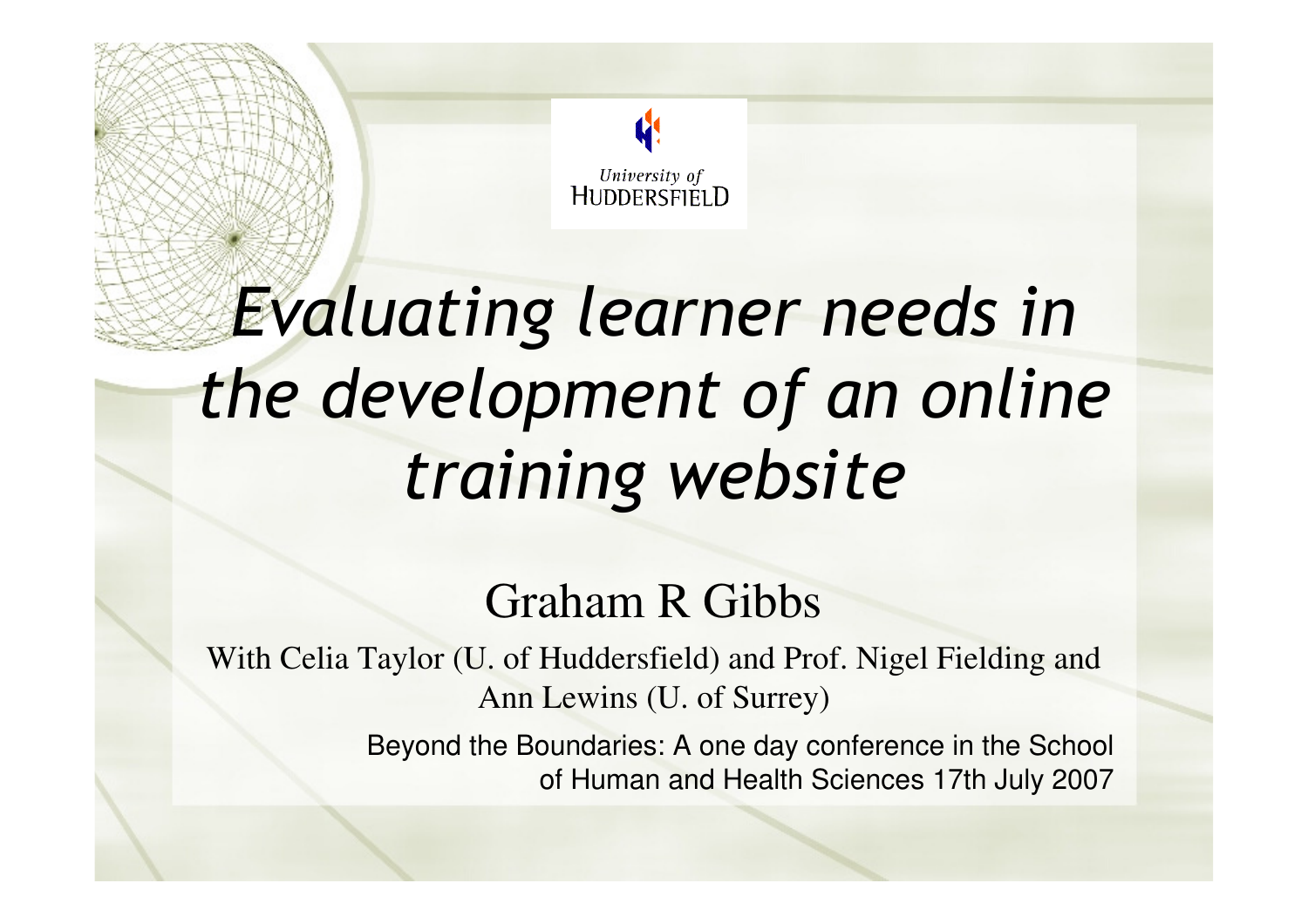University of Huddersfield

# *Evaluating learner needs in the development of an online training website*

Graham R Gibbs

With Celia Taylor (U. of Huddersfield) and Prof. Nigel Fielding and Ann Lewins (U. of Surrey)

Beyond the Boundaries: A one day conference in the School of Human and Health Sciences 17th July 2007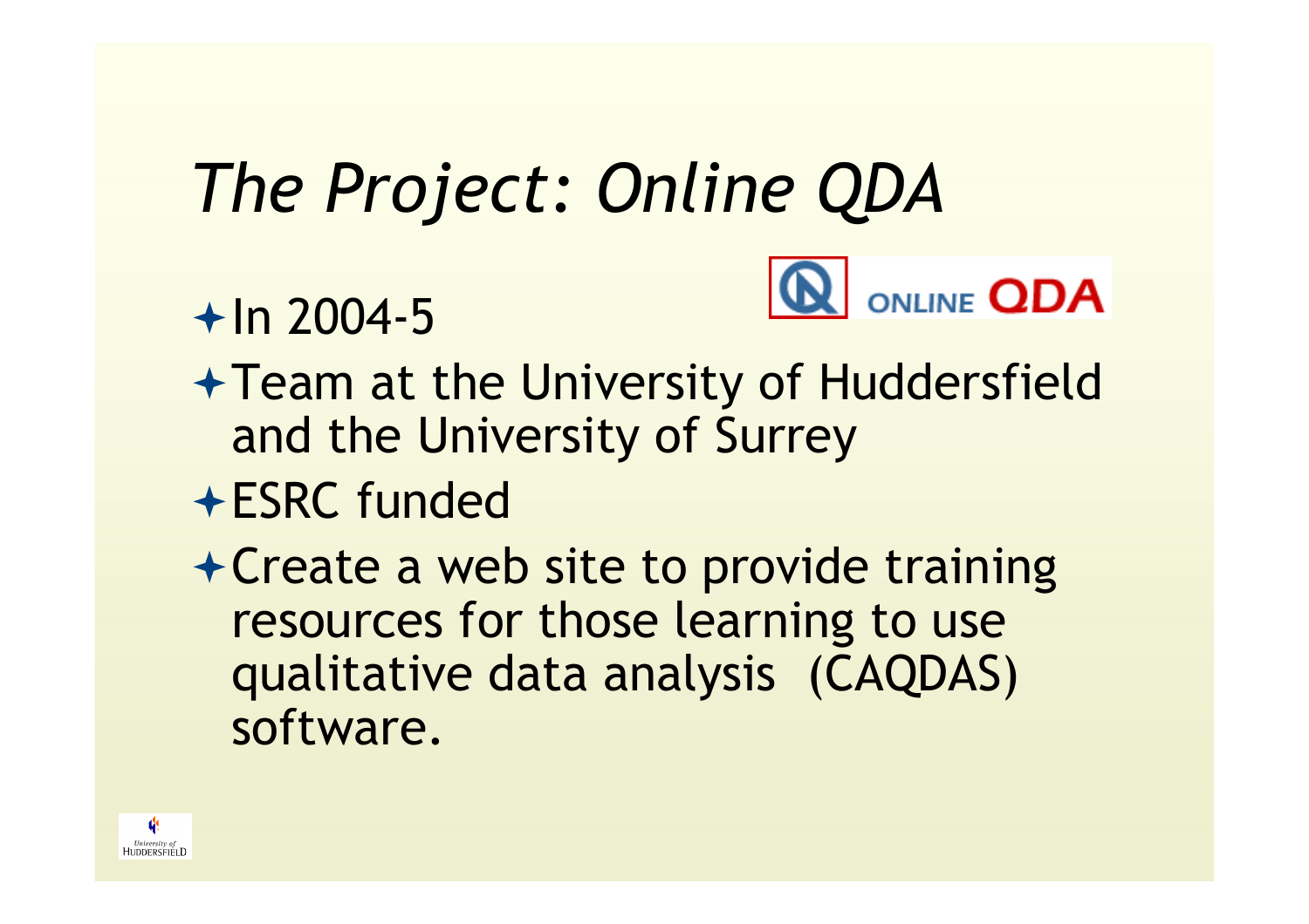# *The Project: Online QDA*

- In 2004-5
- Team at the University of Huddersfield and the University of Surrey
- ESRC funded
- Create a web site to provide training resources for those learning to use qualitative data analysis (CAQDAS) software.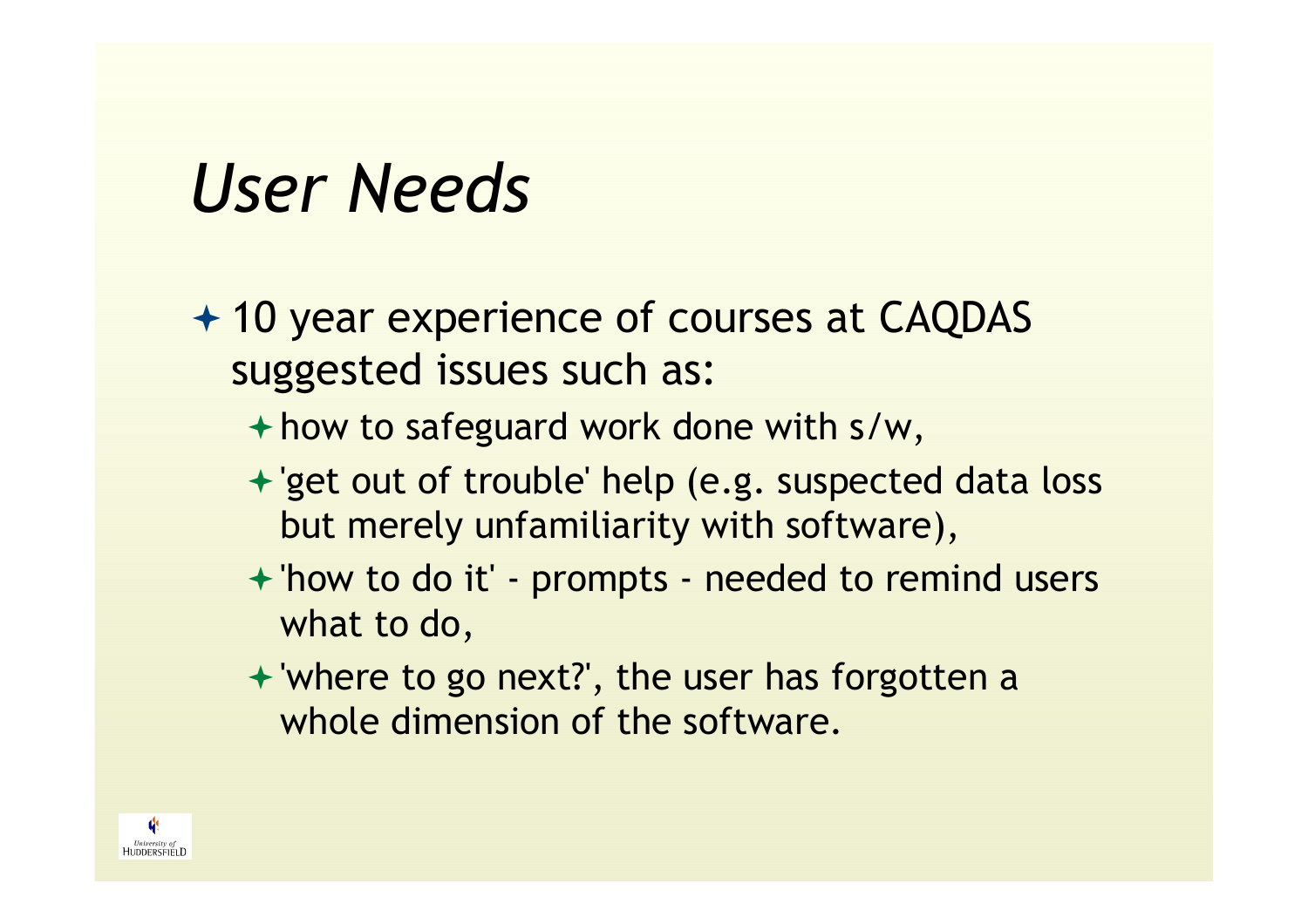# *User Needs*

- 10 year experience of courses at CAQDAS suggested issues such as:
  - how to safeguard work done with s/w,
  - 'get out of trouble' help (e.g. suspected data loss but merely unfamiliarity with software),
  - 'how to do it' - prompts - needed to remind users what to do,
  - 'where to go next?', the user has forgotten a whole dimension of the software.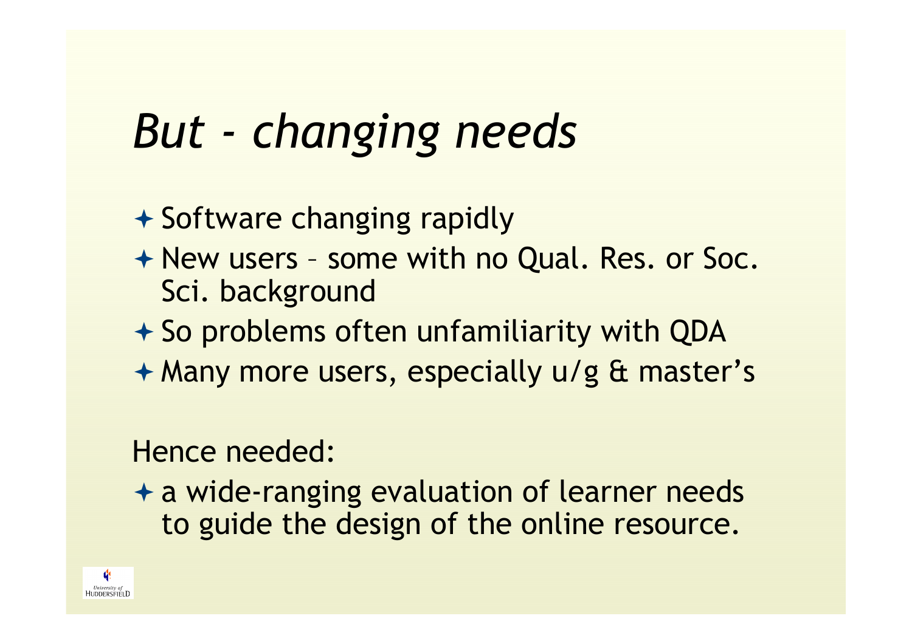# *But - changing needs*

- Software changing rapidly
- New users – some with no Qual. Res. or Soc. Sci. background
- So problems often unfamiliarity with QDA
- Many more users, especially u/g & master's

Hence needed:

- a wide-ranging evaluation of learner needs to guide the design of the online resource.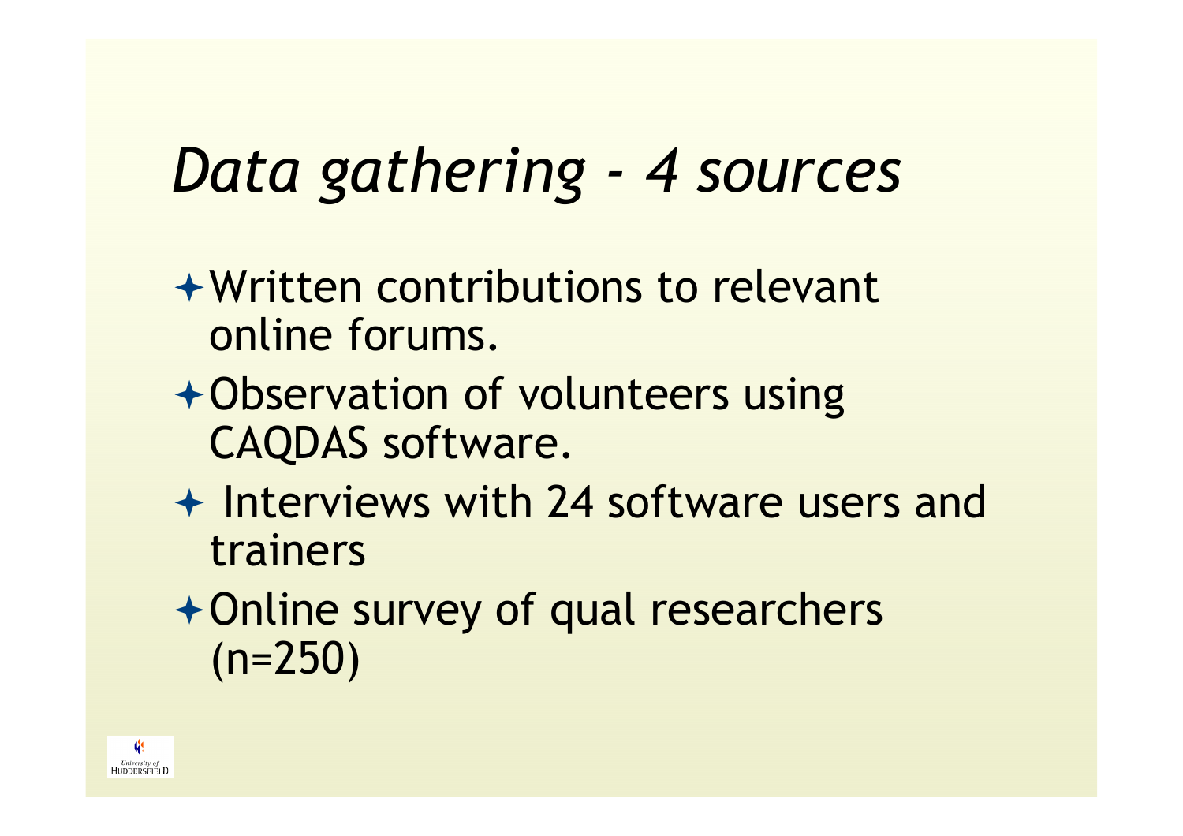# *Data gathering - 4 sources*

- Written contributions to relevant online forums.
- Observation of volunteers using CAQDAS software.
- Interviews with 24 software users and trainers
- Online survey of qual researchers (n=250)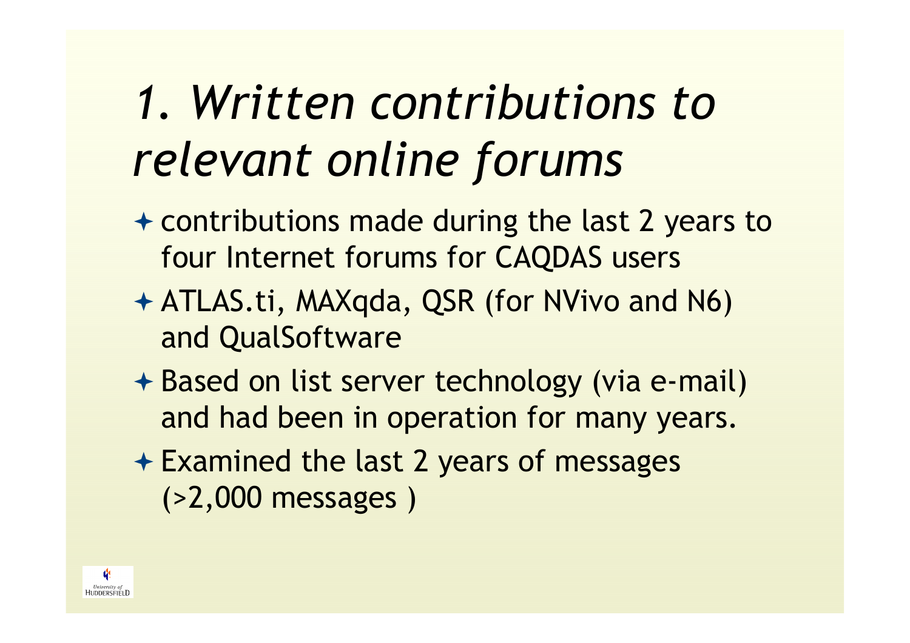# *1. Written contributions to relevant online forums*

- contributions made during the last 2 years to four Internet forums for CAQDAS users
- ATLAS.ti, MAXqda, QSR (for NVivo and N6) and QualSoftware
- Based on list server technology (via e-mail) and had been in operation for many years.
- Examined the last 2 years of messages (>2,000 messages )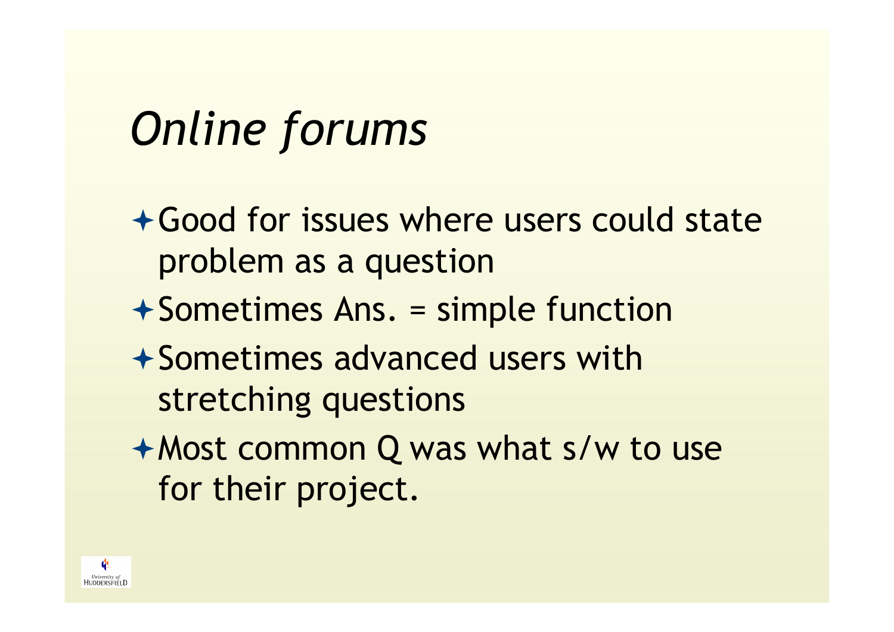# *Online forums*

- Good for issues where users could state problem as a question
- Sometimes Ans. = simple function
- Sometimes advanced users with stretching questions
- Most common Q was what s/w to use for their project.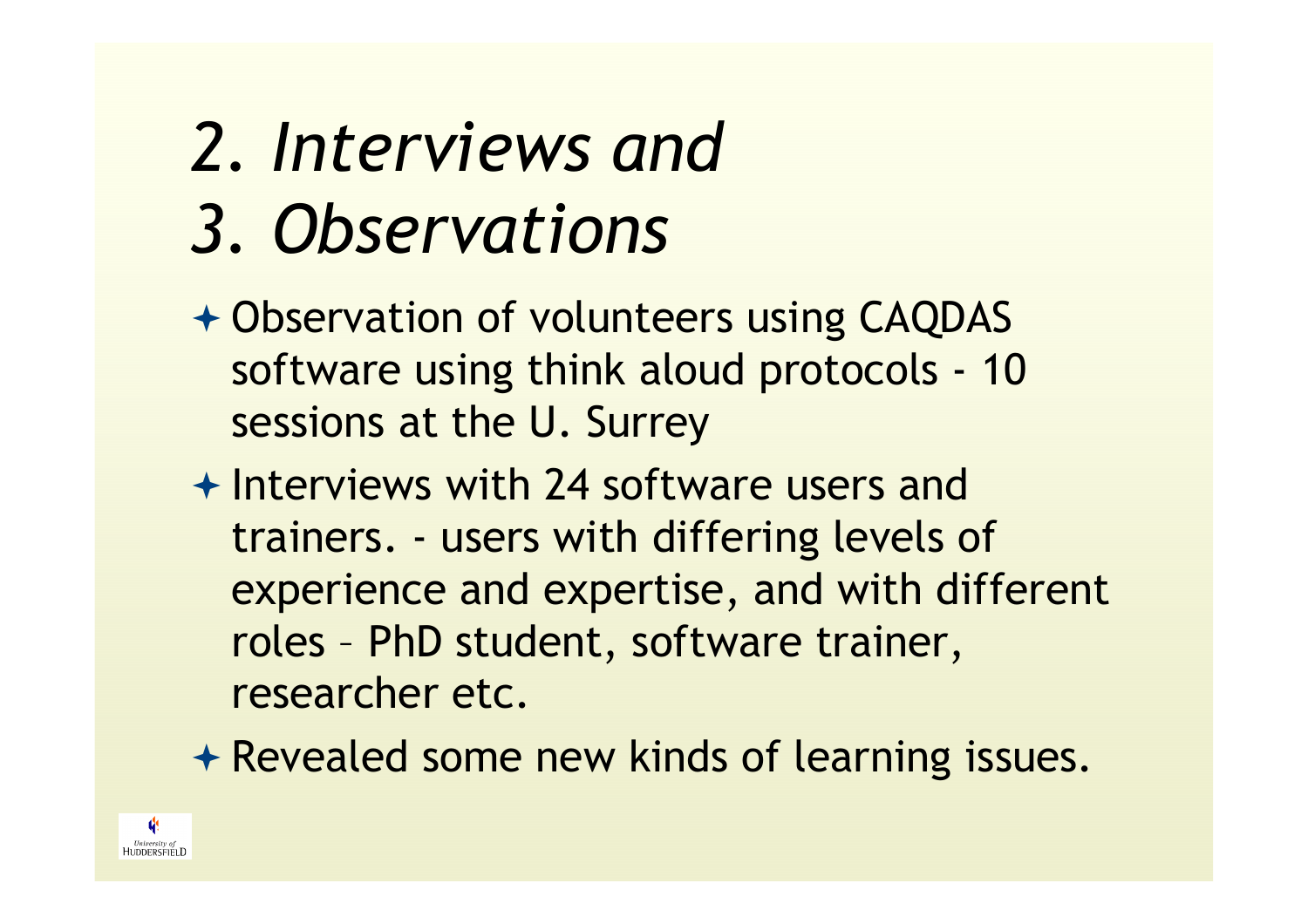# *2. Interviews and 3. Observations*

- Observation of volunteers using CAQDAS software using think aloud protocols - 10 sessions at the U. Surrey
- Interviews with 24 software users and trainers. - users with differing levels of experience and expertise, and with different roles – PhD student, software trainer, researcher etc.
- Revealed some new kinds of learning issues.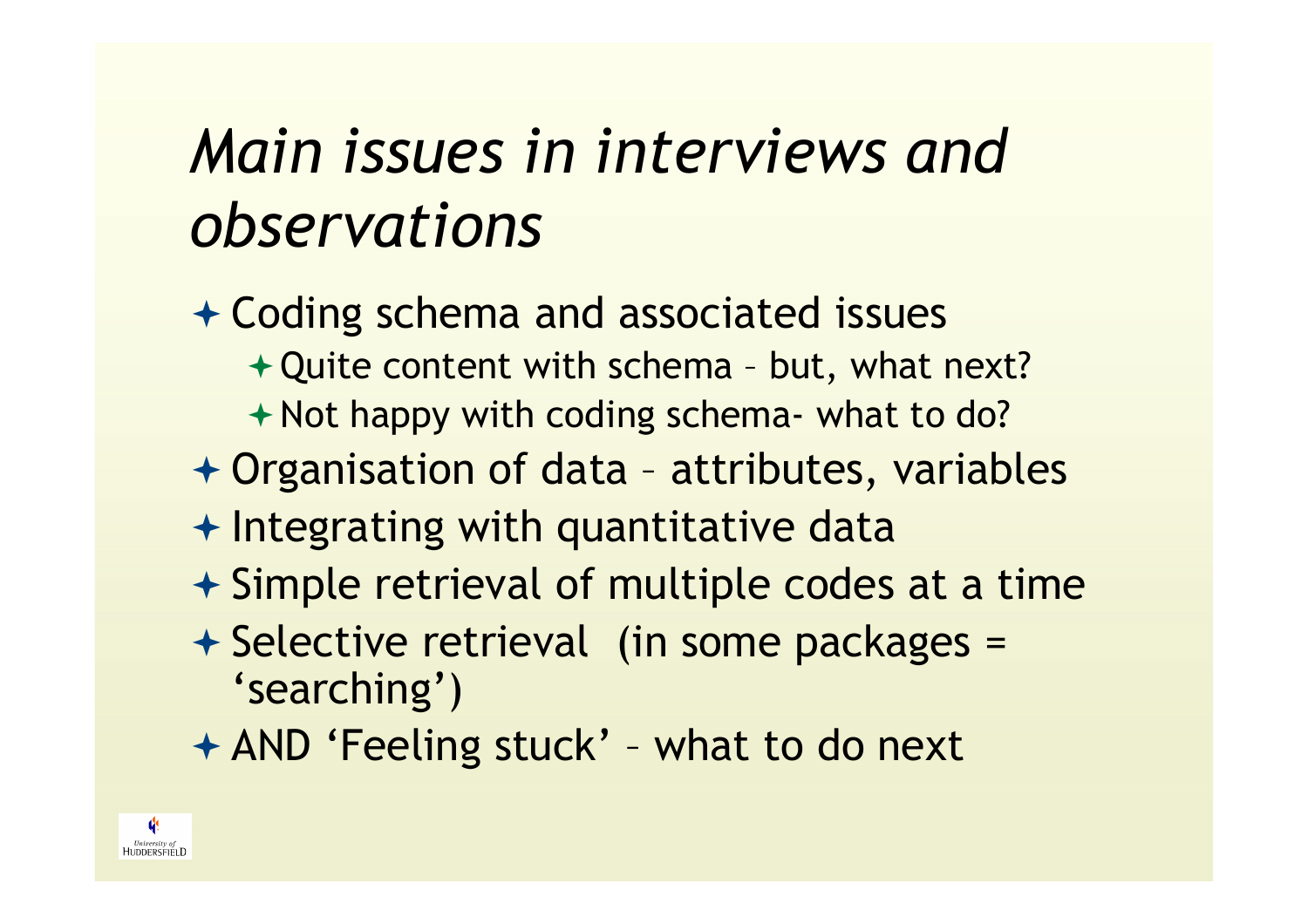# *Main issues in interviews and observations*

- Coding schema and associated issues
  - Quite content with schema – but, what next?
  - Not happy with coding schema- what to do?
- Organisation of data – attributes, variables
- Integrating with quantitative data
- Simple retrieval of multiple codes at a time
- Selective retrieval (in some packages = 'searching')
- AND 'Feeling stuck' – what to do next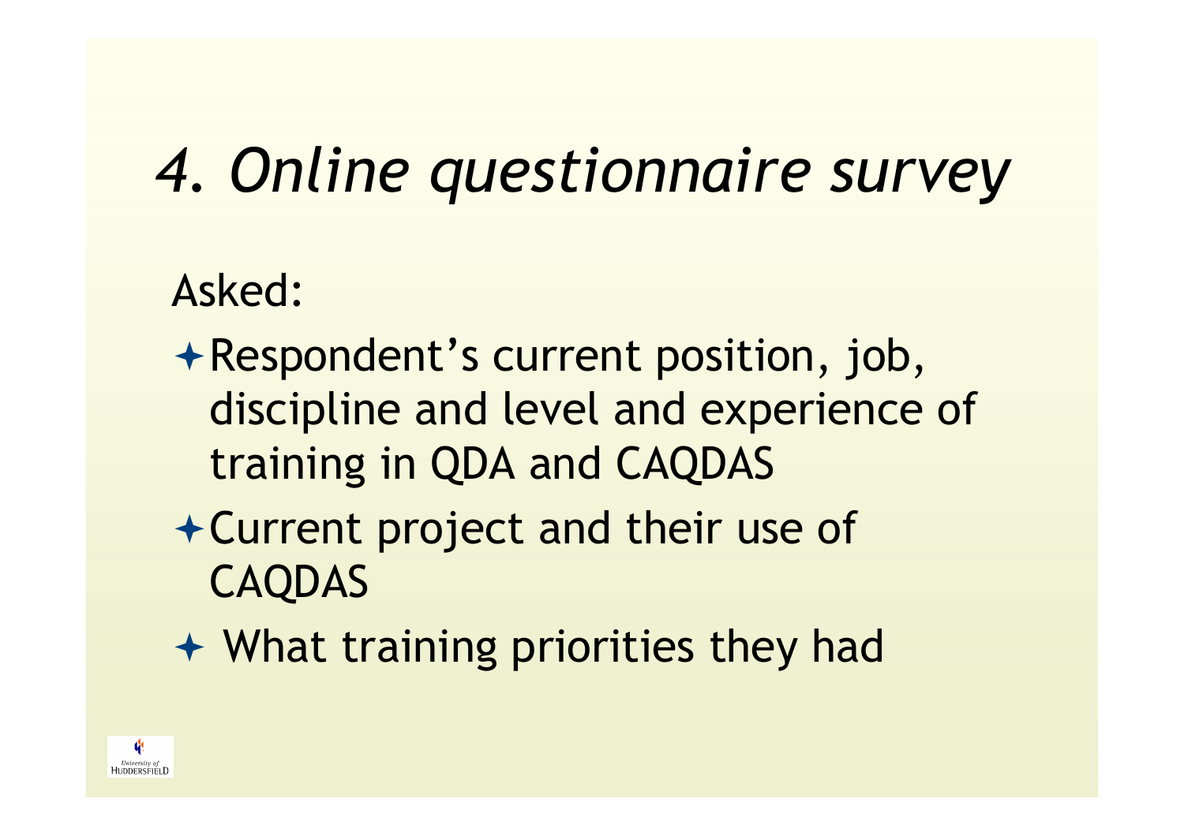# *4. Online questionnaire survey*

Asked:

- Respondent’s current position, job, discipline and level and experience of training in QDA and CAQDAS
- Current project and their use of CAQDAS
- What training priorities they had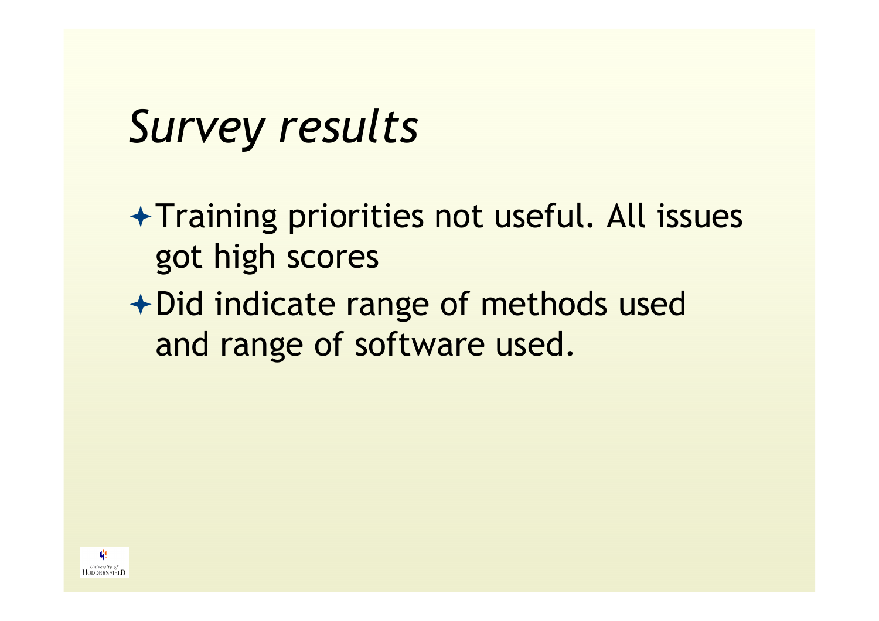# *Survey results*

- Training priorities not useful. All issues got high scores
- Did indicate range of methods used and range of software used.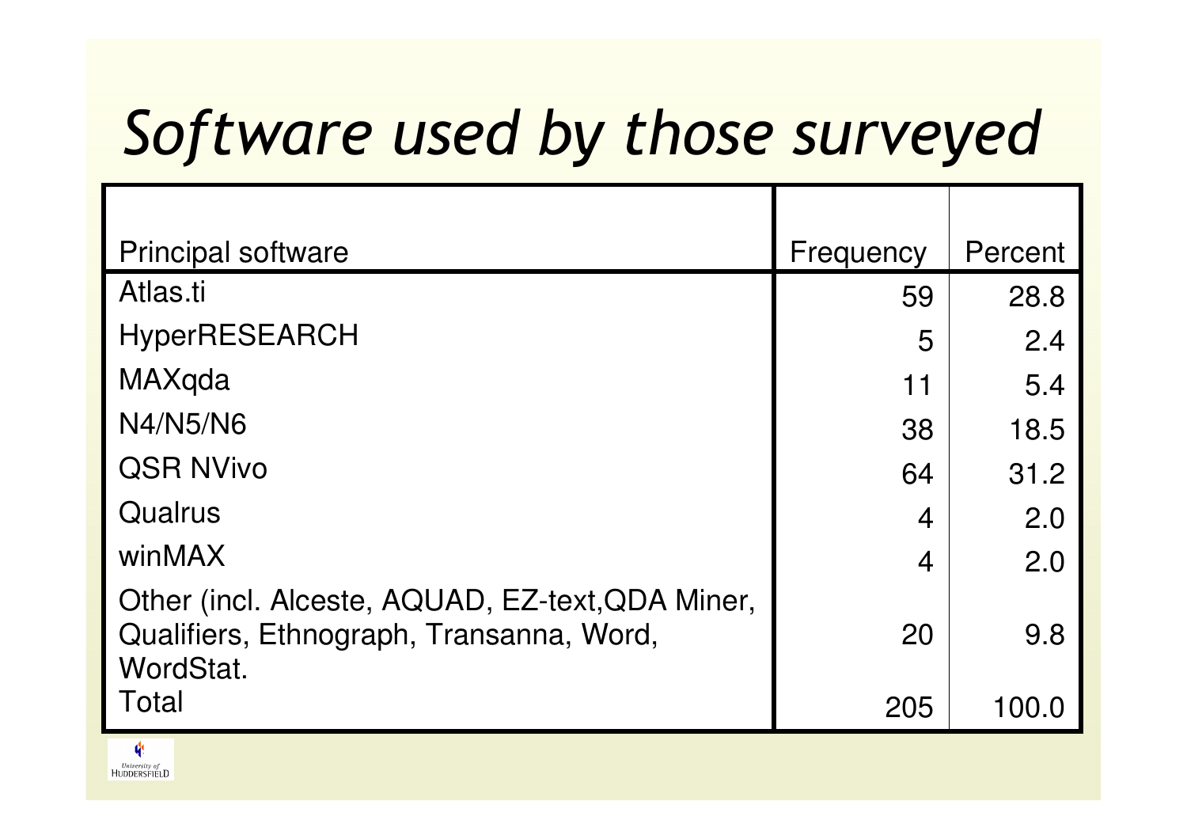# *Software used by those surveyed*

| Principal software | Frequency | Percent |
| --- | --- | --- |
| Atlas.ti | 59 | 28.8 |
| HyperRESEARCH | 5 | 2.4 |
| MAXqda | 11 | 5.4 |
| N4/N5/N6 | 38 | 18.5 |
| QSR NVivo | 64 | 31.2 |
| Qualrus | 4 | 2.0 |
| winMAX | 4 | 2.0 |
| Other (incl. Alceste, AQUAD, EZ-text,QDA Miner, Qualifiers, Ethnograph, Transanna, Word, WordStat. | 20 | 9.8 |
| Total | 205 | 100.0 |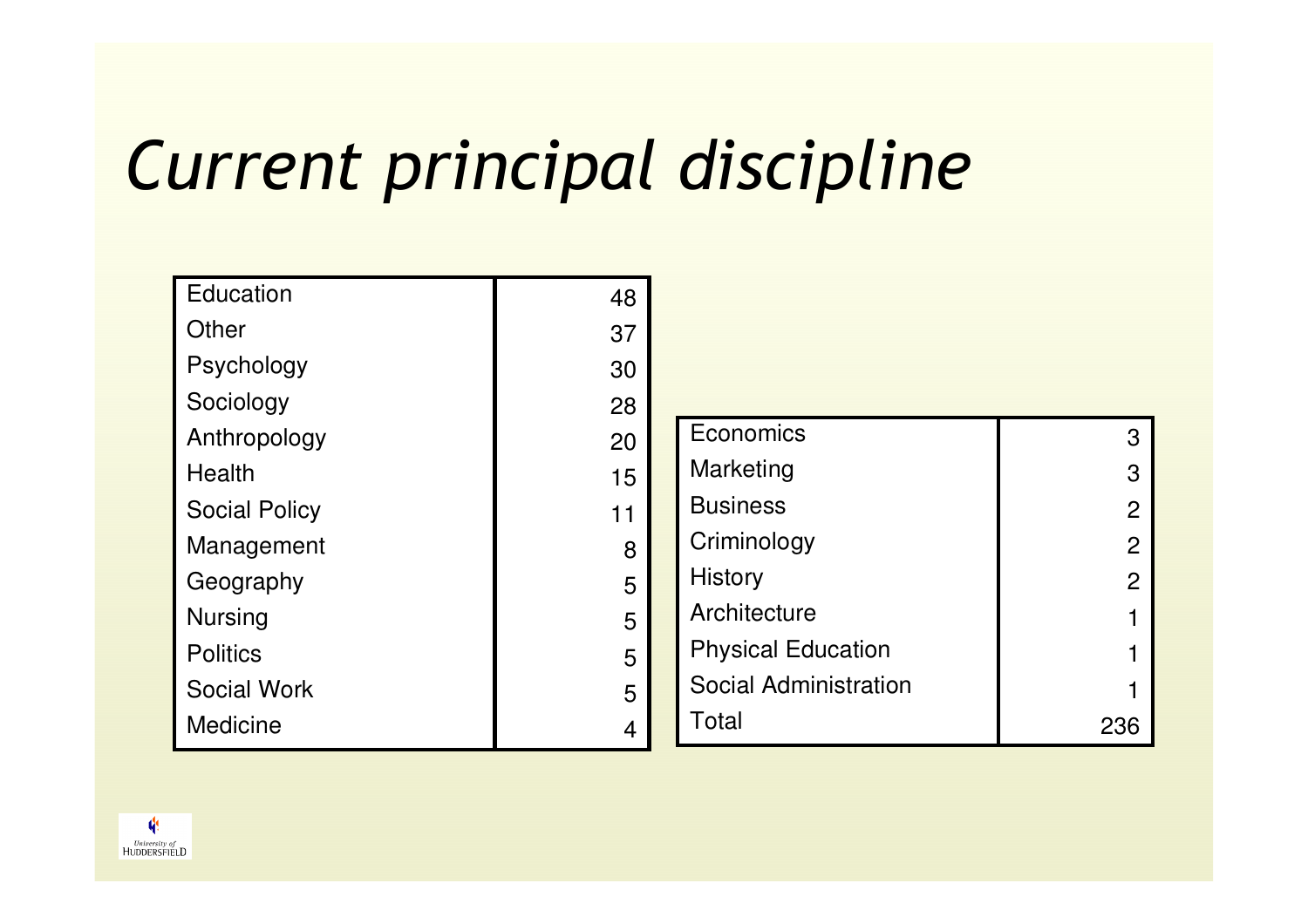# *Current principal discipline*

| Discipline | Count |
|---|---|
| Education | 48 |
| Other | 37 |
| Psychology | 30 |
| Sociology | 28 |
| Anthropology | 20 |
| Health | 15 |
| Social Policy | 11 |
| Management | 8 |
| Geography | 5 |
| Nursing | 5 |
| Politics | 5 |
| Social Work | 5 |
| Medicine | 4 |
| Economics | 3 |
| Marketing | 3 |
| Business | 2 |
| Criminology | 2 |
| History | 2 |
| Architecture | 1 |
| Physical Education | 1 |
| Social Administration | 1 |
| Total | 236 |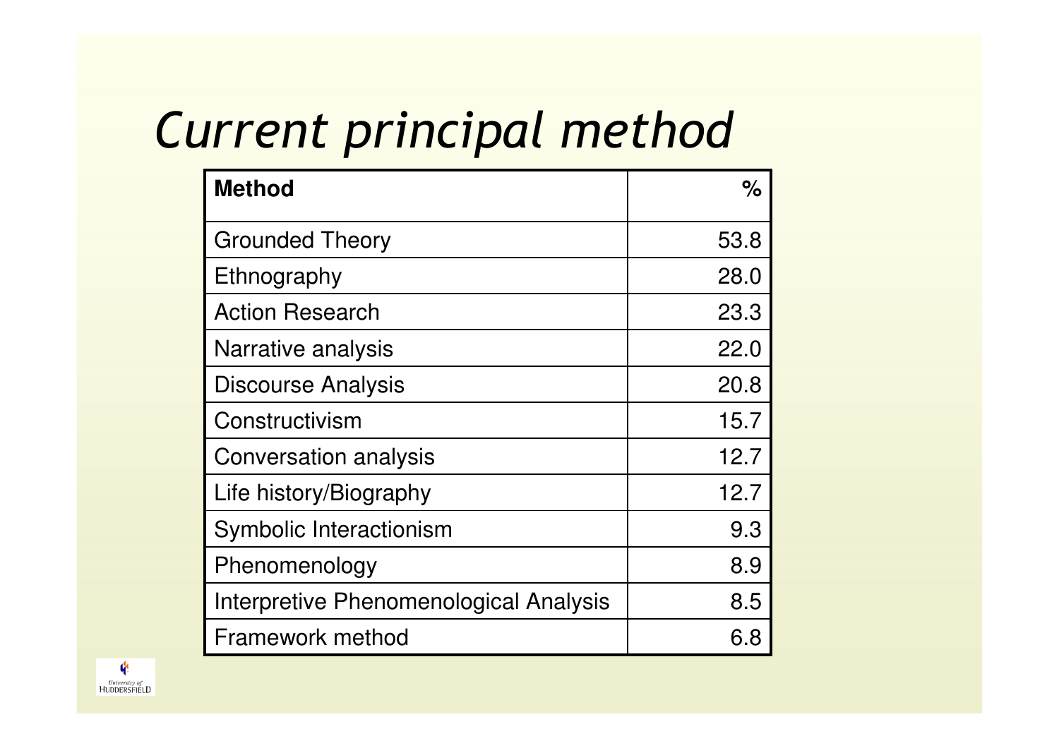# Current principal method

| Method | % |
|---|---|
| Grounded Theory | 53.8 |
| Ethnography | 28.0 |
| Action Research | 23.3 |
| Narrative analysis | 22.0 |
| Discourse Analysis | 20.8 |
| Constructivism | 15.7 |
| Conversation analysis | 12.7 |
| Life history/Biography | 12.7 |
| Symbolic Interactionism | 9.3 |
| Phenomenology | 8.9 |
| Interpretive Phenomenological Analysis | 8.5 |
| Framework method | 6.8 |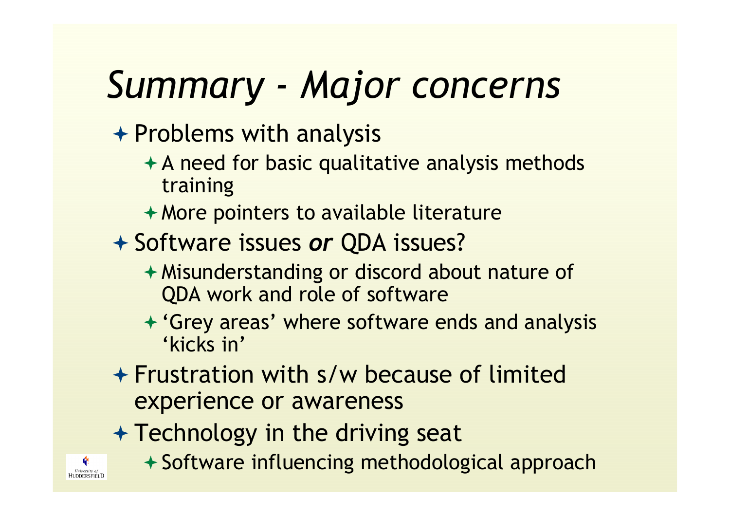# *Summary - Major concerns*

- Problems with analysis
  - A need for basic qualitative analysis methods training
  - More pointers to available literature
- Software issues ***or*** QDA issues?
  - Misunderstanding or discord about nature of QDA work and role of software
  - 'Grey areas' where software ends and analysis 'kicks in'
- Frustration with s/w because of limited experience or awareness
- Technology in the driving seat
  - Software influencing methodological approach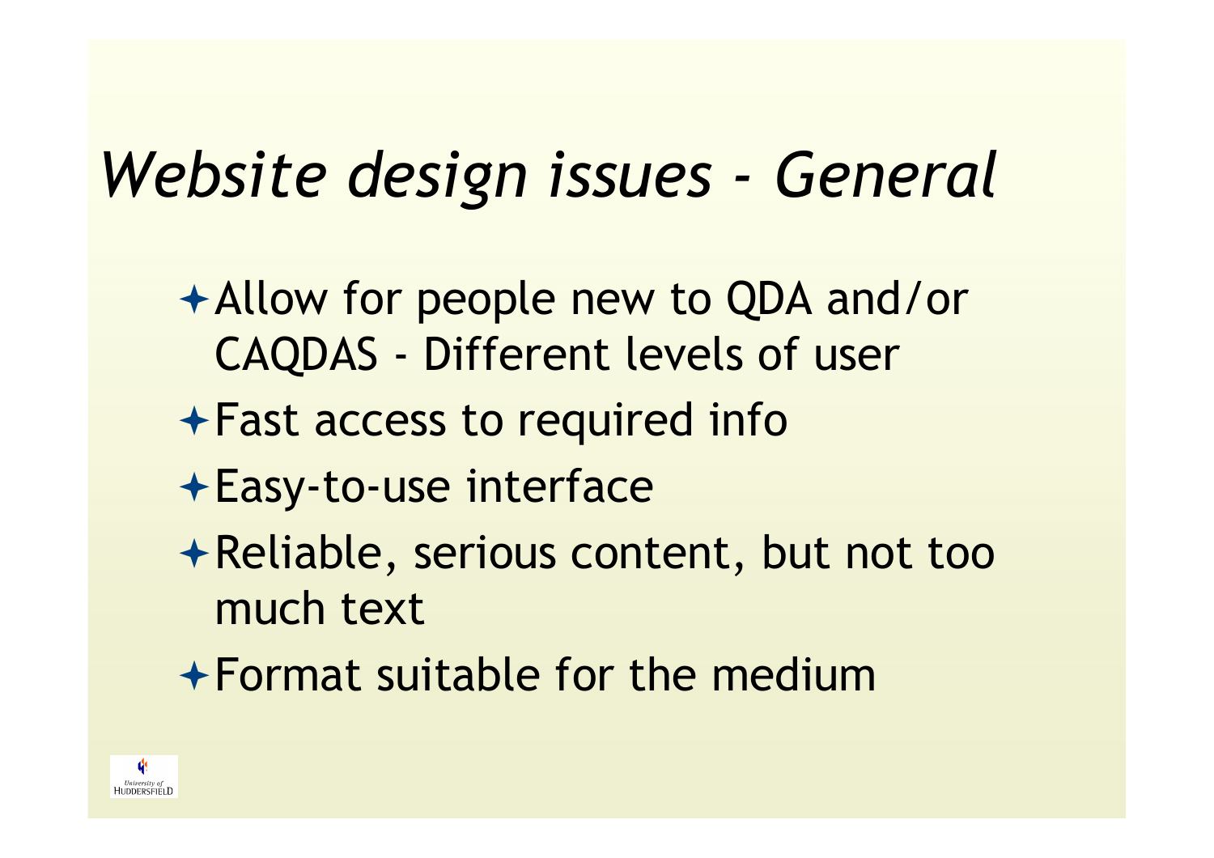# *Website design issues - General*

- Allow for people new to QDA and/or CAQDAS - Different levels of user
- Fast access to required info
- Easy-to-use interface
- Reliable, serious content, but not too much text
- Format suitable for the medium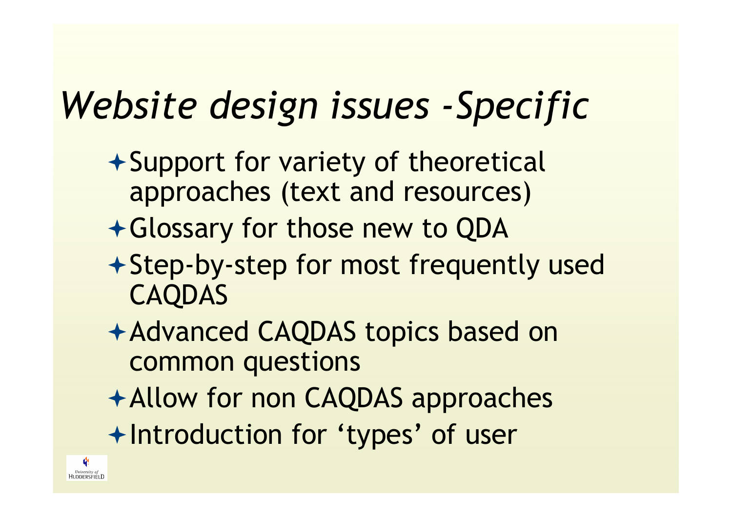# *Website design issues -Specific*

- Support for variety of theoretical approaches (text and resources)
- Glossary for those new to QDA
- Step-by-step for most frequently used CAQDAS
- Advanced CAQDAS topics based on common questions
- Allow for non CAQDAS approaches
- Introduction for 'types' of user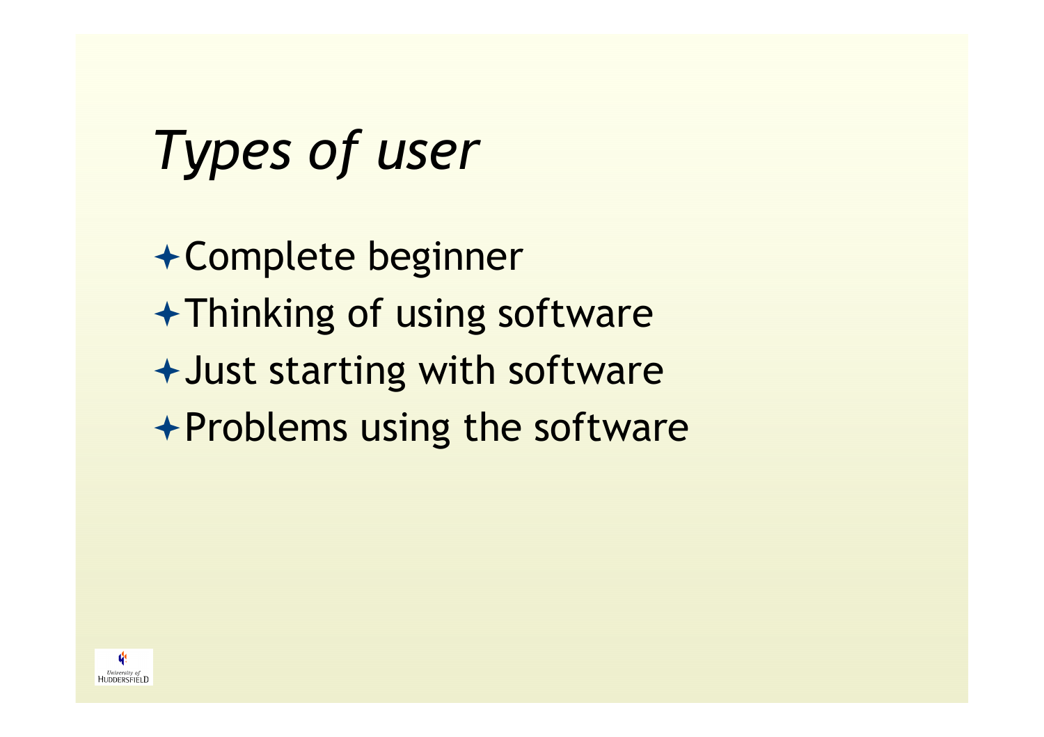# *Types of user*

- Complete beginner
- Thinking of using software
- Just starting with software
- Problems using the software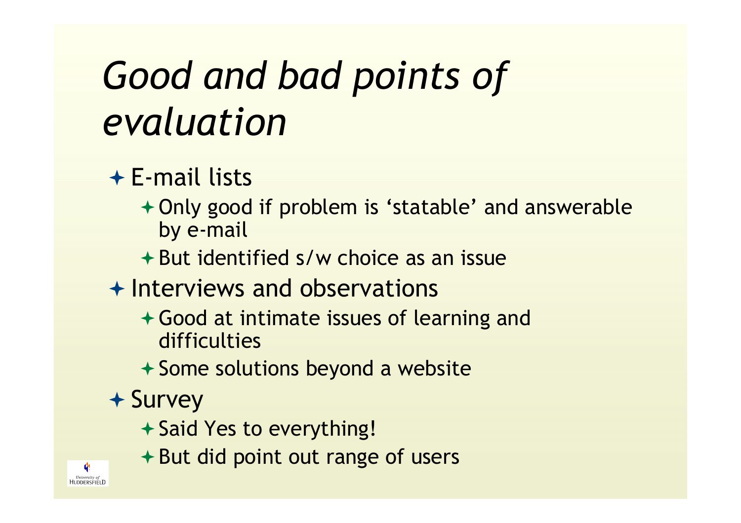# *Good and bad points of evaluation*

- E-mail lists
  - Only good if problem is 'statable' and answerable by e-mail
  - But identified s/w choice as an issue
- Interviews and observations
  - Good at intimate issues of learning and difficulties
  - Some solutions beyond a website
- Survey
  - Said Yes to everything!
  - But did point out range of users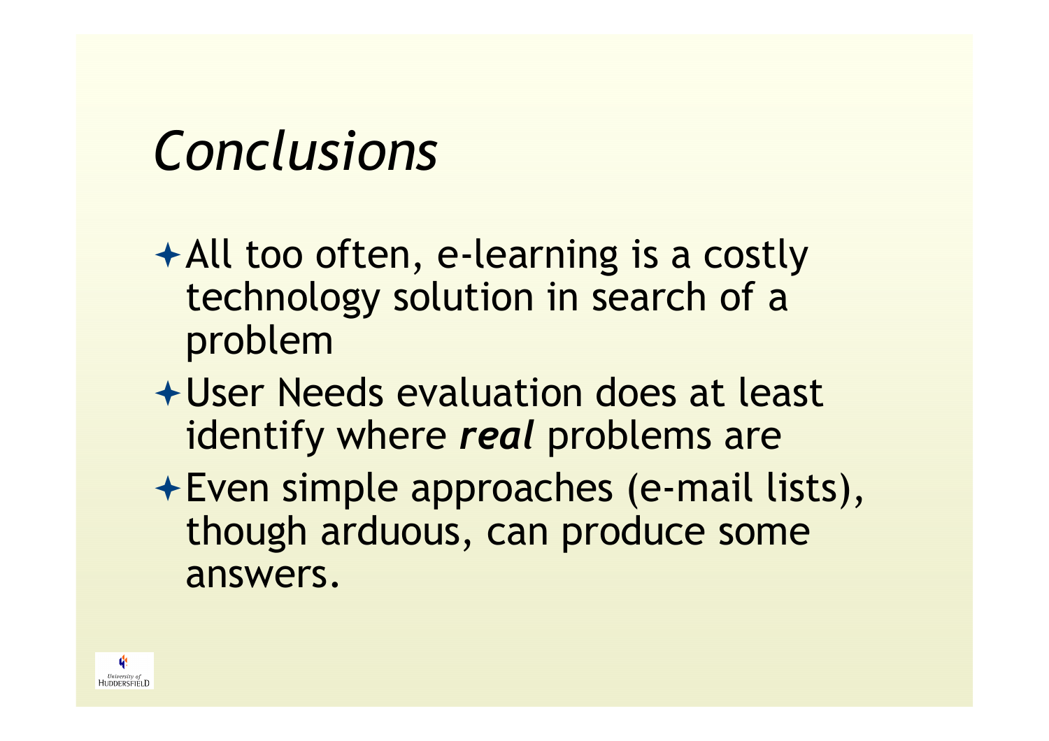# *Conclusions*

- All too often, e-learning is a costly technology solution in search of a problem
- User Needs evaluation does at least identify where ***real*** problems are
- Even simple approaches (e-mail lists), though arduous, can produce some answers.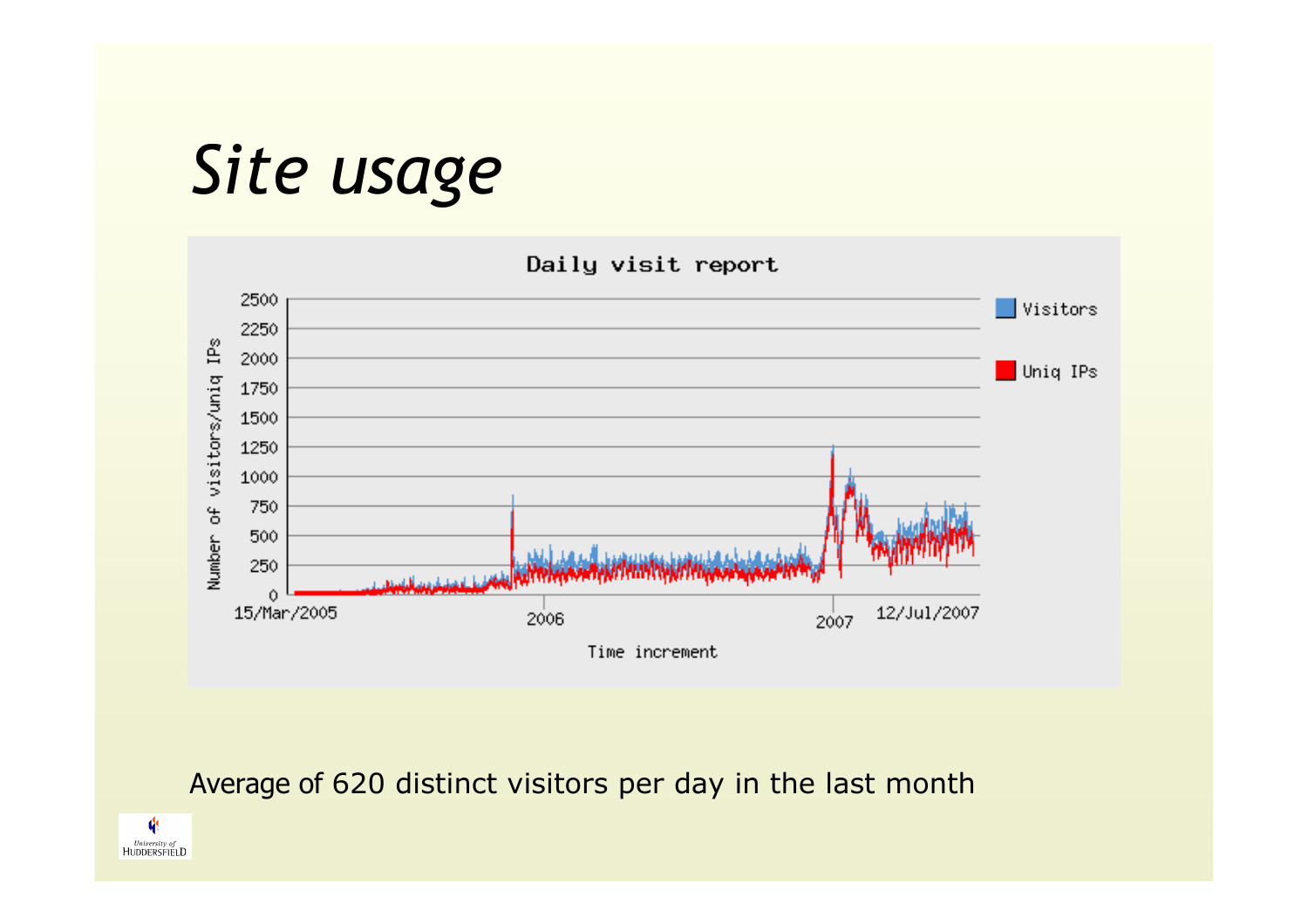# *Site usage*

Average of 620 distinct visitors per day in the last month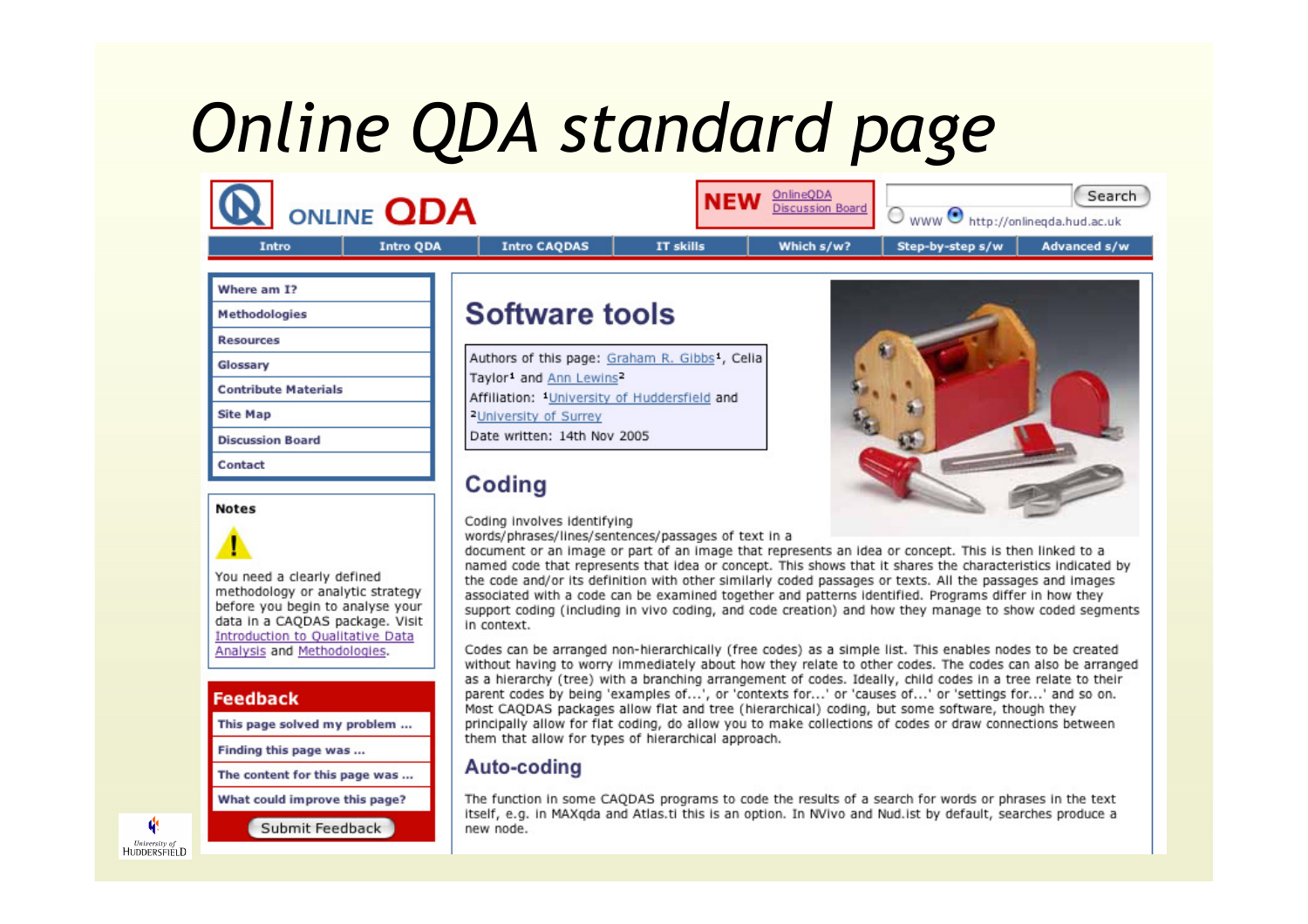# Online QDA standard page

ONLINE QDA

NEW OnlineQDA Discussion Board

Search

WWW http://onlineqda.hud.ac.uk

Intro | Intro QDA | Intro CAQDAS | IT skills | Which s/w? | Step-by-step s/w | Advanced s/w

- Where am I?
- Methodologies
- Resources
- Glossary
- Contribute Materials
- Site Map
- Discussion Board
- Contact

**Notes**

You need a clearly defined methodology or analytic strategy before you begin to analyse your data in a CAQDAS package. Visit Introduction to Qualitative Data Analysis and Methodologies.

**Feedback**

- This page solved my problem ...
- Finding this page was ...
- The content for this page was ...
- What could improve this page?

Submit Feedback

## Software tools

Authors of this page: Graham R. Gibbs[1], Celia Taylor[1] and Ann Lewins[2]
Affiliation: [1]University of Huddersfield and [2]University of Surrey
Date written: 14th Nov 2005

### Coding

Coding involves identifying words/phrases/lines/sentences/passages of text in a document or an image or part of an image that represents an idea or concept. This is then linked to a named code that represents that idea or concept. This shows that it shares the characteristics indicated by the code and/or its definition with other similarly coded passages or texts. All the passages and images associated with a code can be examined together and patterns identified. Programs differ in how they support coding (including in vivo coding, and code creation) and how they manage to show coded segments in context.

Codes can be arranged non-hierarchically (free codes) as a simple list. This enables nodes to be created without having to worry immediately about how they relate to other codes. The codes can also be arranged as a hierarchy (tree) with a branching arrangement of codes. Ideally, child codes in a tree relate to their parent codes by being 'examples of...', or 'contexts for...' or 'causes of...' or 'settings for...' and so on. Most CAQDAS packages allow flat and tree (hierarchical) coding, but some software, though they principally allow for flat coding, do allow you to make collections of codes or draw connections between them that allow for types of hierarchical approach.

### Auto-coding

The function in some CAQDAS programs to code the results of a search for words or phrases in the text itself, e.g. in MAXqda and Atlas.ti this is an option. In NVivo and Nud.ist by default, searches produce a new node.